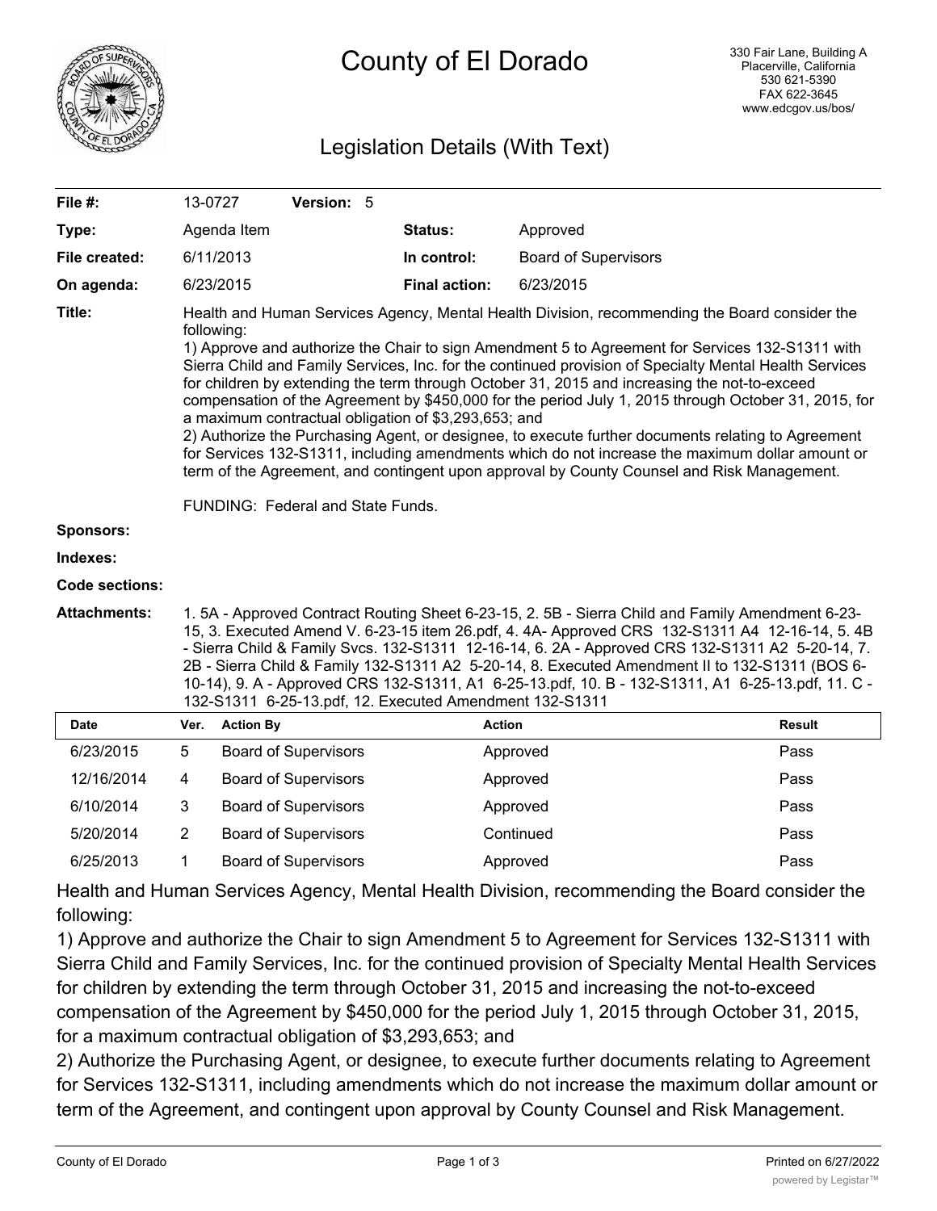# County of El Dorado

330 Fair Lane, Building A
Placerville, California
530 621-5390
FAX 622-3645
www.edcgov.us/bos/

## Legislation Details (With Text)

| | | | | |
|---|---|---|---|---|
| **File #:** | 13-0727 | **Version:** 5 | | |
| **Type:** | Agenda Item | | **Status:** | Approved |
| **File created:** | 6/11/2013 | | **In control:** | Board of Supervisors |
| **On agenda:** | 6/23/2015 | | **Final action:** | 6/23/2015 |

**Title:** Health and Human Services Agency, Mental Health Division, recommending the Board consider the following:
1) Approve and authorize the Chair to sign Amendment 5 to Agreement for Services 132-S1311 with Sierra Child and Family Services, Inc. for the continued provision of Specialty Mental Health Services for children by extending the term through October 31, 2015 and increasing the not-to-exceed compensation of the Agreement by $450,000 for the period July 1, 2015 through October 31, 2015, for a maximum contractual obligation of $3,293,653; and
2) Authorize the Purchasing Agent, or designee, to execute further documents relating to Agreement for Services 132-S1311, including amendments which do not increase the maximum dollar amount or term of the Agreement, and contingent upon approval by County Counsel and Risk Management.

FUNDING: Federal and State Funds.

**Sponsors:**

**Indexes:**

**Code sections:**

**Attachments:** 1. 5A - Approved Contract Routing Sheet 6-23-15, 2. 5B - Sierra Child and Family Amendment 6-23-15, 3. Executed Amend V. 6-23-15 item 26.pdf, 4. 4A- Approved CRS 132-S1311 A4 12-16-14, 5. 4B - Sierra Child & Family Svcs. 132-S1311 12-16-14, 6. 2A - Approved CRS 132-S1311 A2 5-20-14, 7. 2B - Sierra Child & Family 132-S1311 A2 5-20-14, 8. Executed Amendment II to 132-S1311 (BOS 6-10-14), 9. A - Approved CRS 132-S1311, A1 6-25-13.pdf, 10. B - 132-S1311, A1 6-25-13.pdf, 11. C - 132-S1311 6-25-13.pdf, 12. Executed Amendment 132-S1311

| Date | Ver. | Action By | Action | Result |
|---|---|---|---|---|
| 6/23/2015 | 5 | Board of Supervisors | Approved | Pass |
| 12/16/2014 | 4 | Board of Supervisors | Approved | Pass |
| 6/10/2014 | 3 | Board of Supervisors | Approved | Pass |
| 5/20/2014 | 2 | Board of Supervisors | Continued | Pass |
| 6/25/2013 | 1 | Board of Supervisors | Approved | Pass |

Health and Human Services Agency, Mental Health Division, recommending the Board consider the following:

1) Approve and authorize the Chair to sign Amendment 5 to Agreement for Services 132-S1311 with Sierra Child and Family Services, Inc. for the continued provision of Specialty Mental Health Services for children by extending the term through October 31, 2015 and increasing the not-to-exceed compensation of the Agreement by $450,000 for the period July 1, 2015 through October 31, 2015, for a maximum contractual obligation of $3,293,653; and

2) Authorize the Purchasing Agent, or designee, to execute further documents relating to Agreement for Services 132-S1311, including amendments which do not increase the maximum dollar amount or term of the Agreement, and contingent upon approval by County Counsel and Risk Management.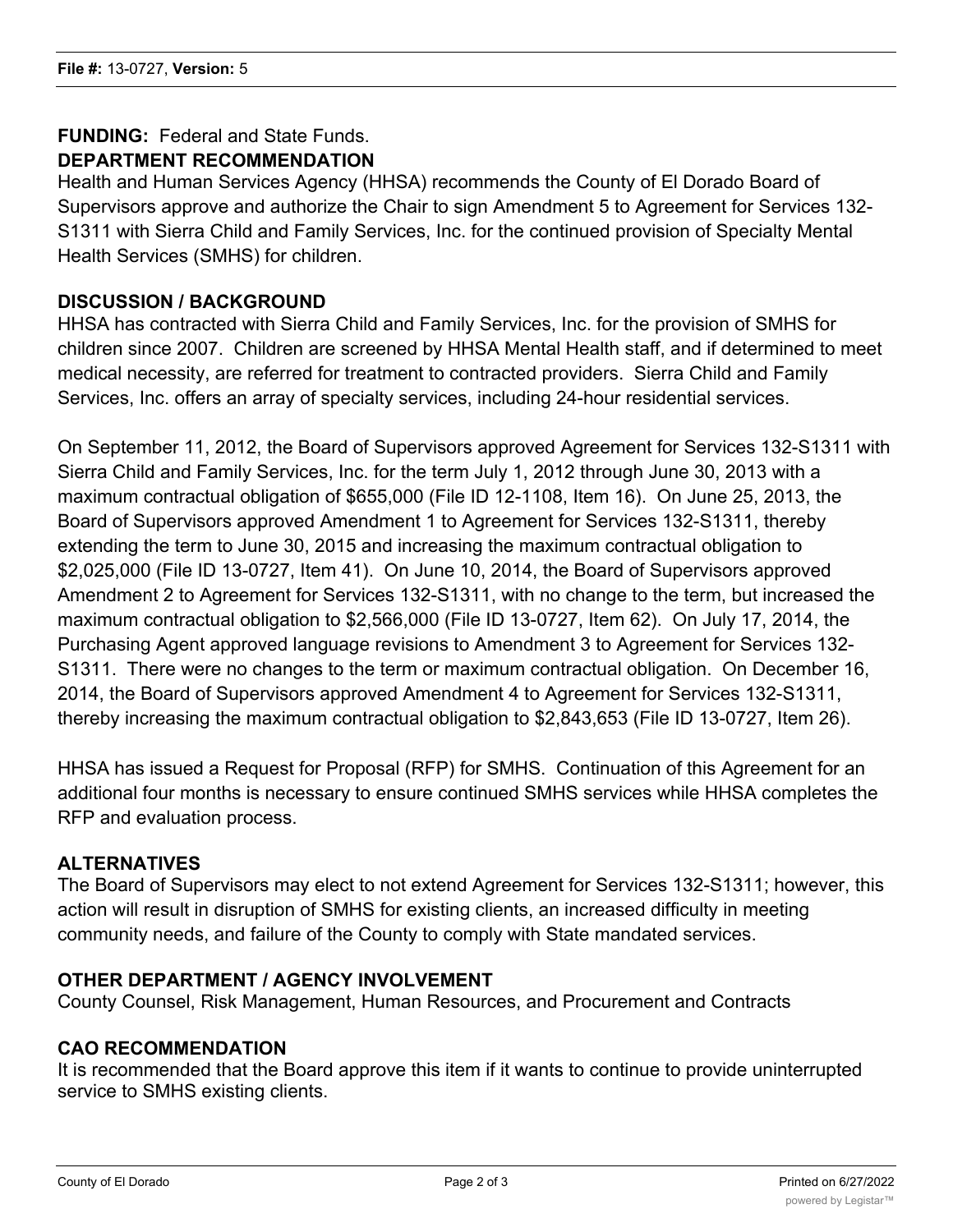**FUNDING:** Federal and State Funds.

**DEPARTMENT RECOMMENDATION**

Health and Human Services Agency (HHSA) recommends the County of El Dorado Board of Supervisors approve and authorize the Chair to sign Amendment 5 to Agreement for Services 132-S1311 with Sierra Child and Family Services, Inc. for the continued provision of Specialty Mental Health Services (SMHS) for children.

**DISCUSSION / BACKGROUND**

HHSA has contracted with Sierra Child and Family Services, Inc. for the provision of SMHS for children since 2007. Children are screened by HHSA Mental Health staff, and if determined to meet medical necessity, are referred for treatment to contracted providers. Sierra Child and Family Services, Inc. offers an array of specialty services, including 24-hour residential services.

On September 11, 2012, the Board of Supervisors approved Agreement for Services 132-S1311 with Sierra Child and Family Services, Inc. for the term July 1, 2012 through June 30, 2013 with a maximum contractual obligation of $655,000 (File ID 12-1108, Item 16). On June 25, 2013, the Board of Supervisors approved Amendment 1 to Agreement for Services 132-S1311, thereby extending the term to June 30, 2015 and increasing the maximum contractual obligation to $2,025,000 (File ID 13-0727, Item 41). On June 10, 2014, the Board of Supervisors approved Amendment 2 to Agreement for Services 132-S1311, with no change to the term, but increased the maximum contractual obligation to $2,566,000 (File ID 13-0727, Item 62). On July 17, 2014, the Purchasing Agent approved language revisions to Amendment 3 to Agreement for Services 132-S1311. There were no changes to the term or maximum contractual obligation. On December 16, 2014, the Board of Supervisors approved Amendment 4 to Agreement for Services 132-S1311, thereby increasing the maximum contractual obligation to $2,843,653 (File ID 13-0727, Item 26).

HHSA has issued a Request for Proposal (RFP) for SMHS. Continuation of this Agreement for an additional four months is necessary to ensure continued SMHS services while HHSA completes the RFP and evaluation process.

**ALTERNATIVES**

The Board of Supervisors may elect to not extend Agreement for Services 132-S1311; however, this action will result in disruption of SMHS for existing clients, an increased difficulty in meeting community needs, and failure of the County to comply with State mandated services.

**OTHER DEPARTMENT / AGENCY INVOLVEMENT**

County Counsel, Risk Management, Human Resources, and Procurement and Contracts

**CAO RECOMMENDATION**

It is recommended that the Board approve this item if it wants to continue to provide uninterrupted service to SMHS existing clients.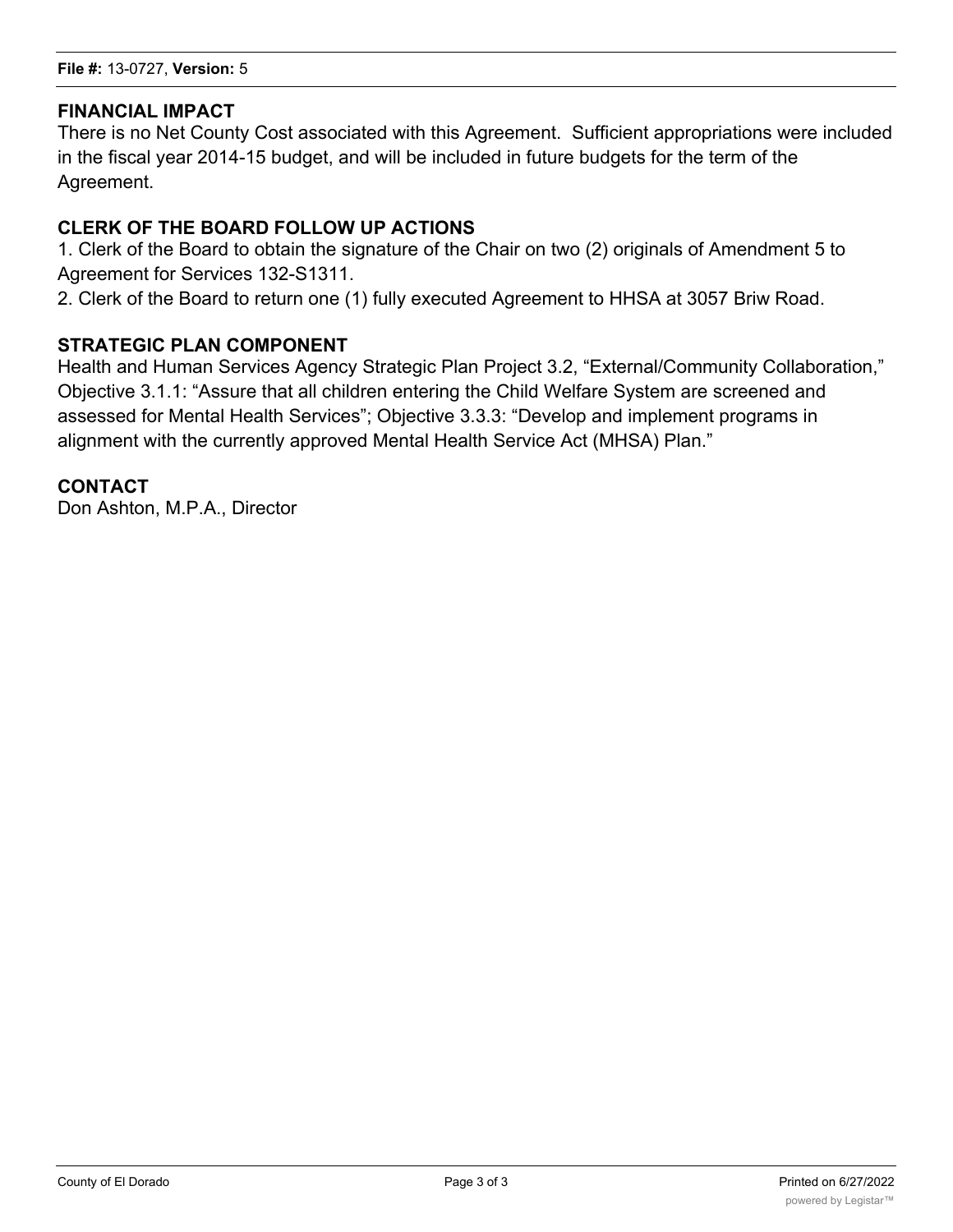## FINANCIAL IMPACT

There is no Net County Cost associated with this Agreement. Sufficient appropriations were included in the fiscal year 2014-15 budget, and will be included in future budgets for the term of the Agreement.

## CLERK OF THE BOARD FOLLOW UP ACTIONS

1. Clerk of the Board to obtain the signature of the Chair on two (2) originals of Amendment 5 to Agreement for Services 132-S1311.
2. Clerk of the Board to return one (1) fully executed Agreement to HHSA at 3057 Briw Road.

## STRATEGIC PLAN COMPONENT

Health and Human Services Agency Strategic Plan Project 3.2, “External/Community Collaboration,” Objective 3.1.1: “Assure that all children entering the Child Welfare System are screened and assessed for Mental Health Services”; Objective 3.3.3: “Develop and implement programs in alignment with the currently approved Mental Health Service Act (MHSA) Plan.”

## CONTACT

Don Ashton, M.P.A., Director